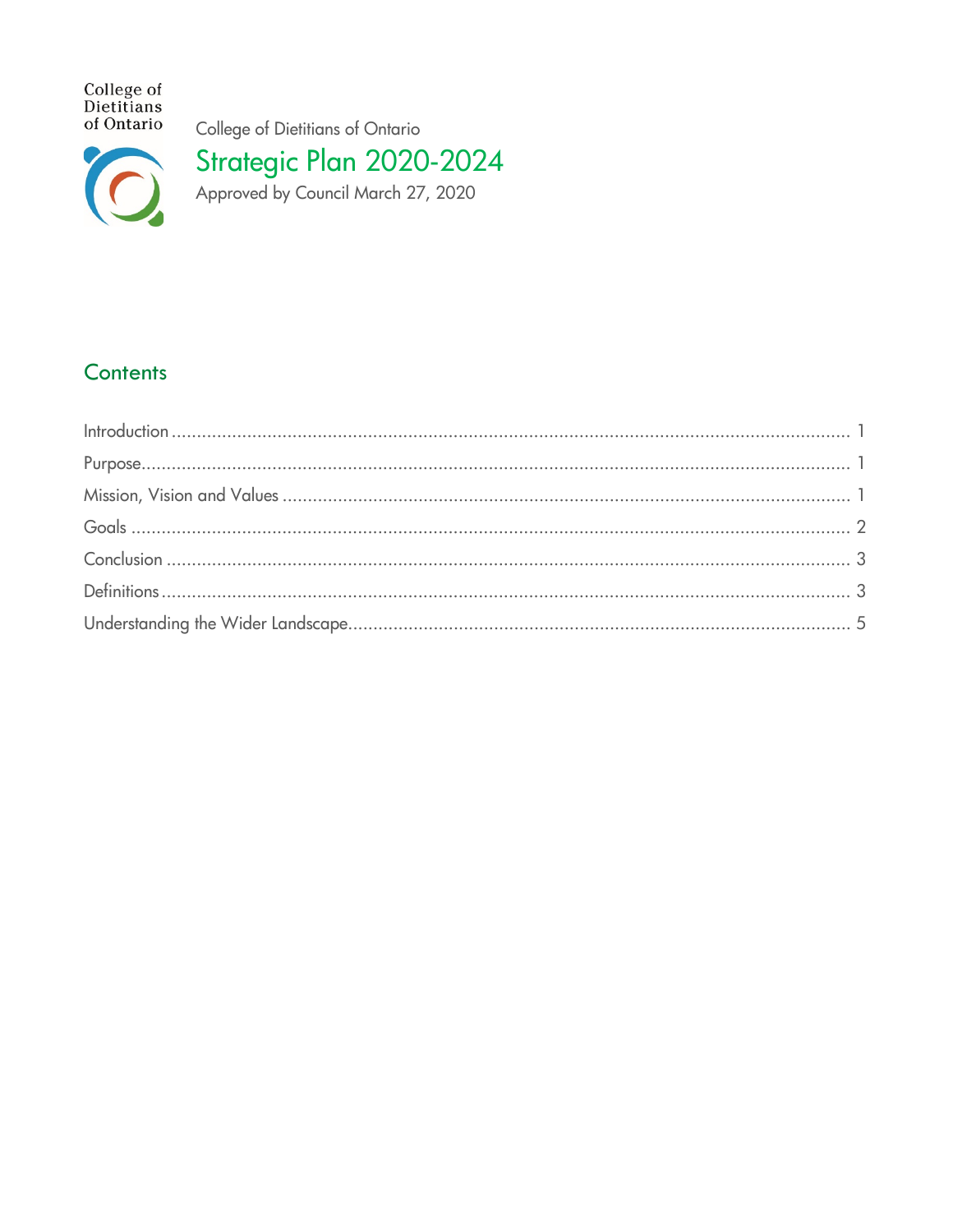College of Dietitians of Ontario

College of Dietitians of Ontario

# Strategic Plan 2020-2024

Approved by Council March 27, 2020

## Contents

Introduction ........................................................................................................................ 1
Purpose............................................................................................................................... 1
Mission, Vision and Values ................................................................................................ 1
Goals .................................................................................................................................. 2
Conclusion .......................................................................................................................... 3
Definitions ........................................................................................................................... 3
Understanding the Wider Landscape.................................................................................. 5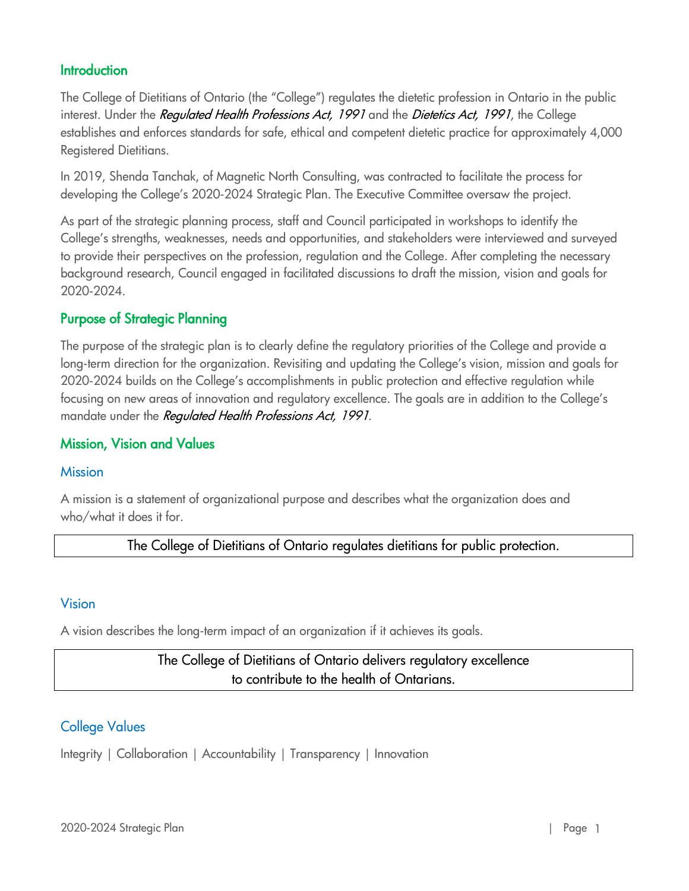## Introduction

The College of Dietitians of Ontario (the "College") regulates the dietetic profession in Ontario in the public interest. Under the *Regulated Health Professions Act, 1991* and the *Dietetics Act, 1991*, the College establishes and enforces standards for safe, ethical and competent dietetic practice for approximately 4,000 Registered Dietitians.

In 2019, Shenda Tanchak, of Magnetic North Consulting, was contracted to facilitate the process for developing the College's 2020-2024 Strategic Plan. The Executive Committee oversaw the project.

As part of the strategic planning process, staff and Council participated in workshops to identify the College's strengths, weaknesses, needs and opportunities, and stakeholders were interviewed and surveyed to provide their perspectives on the profession, regulation and the College. After completing the necessary background research, Council engaged in facilitated discussions to draft the mission, vision and goals for 2020-2024.

## Purpose of Strategic Planning

The purpose of the strategic plan is to clearly define the regulatory priorities of the College and provide a long-term direction for the organization. Revisiting and updating the College's vision, mission and goals for 2020-2024 builds on the College's accomplishments in public protection and effective regulation while focusing on new areas of innovation and regulatory excellence. The goals are in addition to the College's mandate under the *Regulated Health Professions Act, 1991*.

## Mission, Vision and Values

### Mission

A mission is a statement of organizational purpose and describes what the organization does and who/what it does it for.

> The College of Dietitians of Ontario regulates dietitians for public protection.

### Vision

A vision describes the long-term impact of an organization if it achieves its goals.

> The College of Dietitians of Ontario delivers regulatory excellence to contribute to the health of Ontarians.

### College Values

Integrity | Collaboration | Accountability | Transparency | Innovation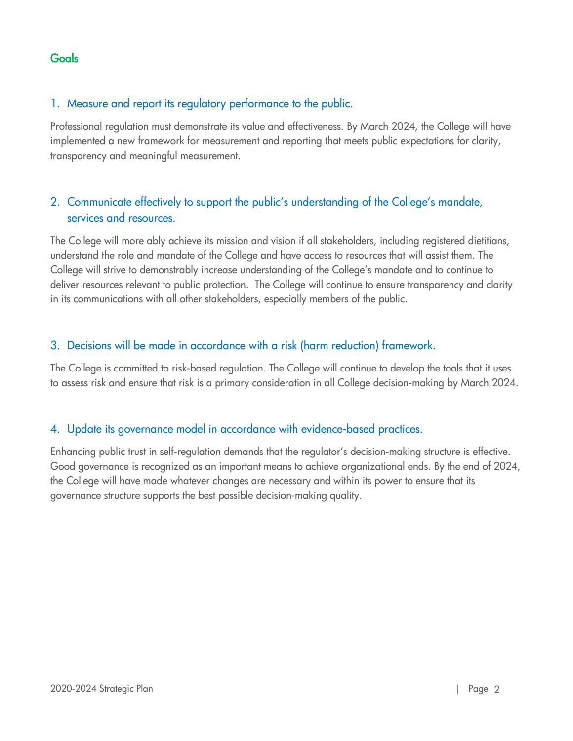## Goals

### 1. Measure and report its regulatory performance to the public.

Professional regulation must demonstrate its value and effectiveness. By March 2024, the College will have implemented a new framework for measurement and reporting that meets public expectations for clarity, transparency and meaningful measurement.

### 2. Communicate effectively to support the public's understanding of the College's mandate, services and resources.

The College will more ably achieve its mission and vision if all stakeholders, including registered dietitians, understand the role and mandate of the College and have access to resources that will assist them. The College will strive to demonstrably increase understanding of the College's mandate and to continue to deliver resources relevant to public protection. The College will continue to ensure transparency and clarity in its communications with all other stakeholders, especially members of the public.

### 3. Decisions will be made in accordance with a risk (harm reduction) framework.

The College is committed to risk-based regulation. The College will continue to develop the tools that it uses to assess risk and ensure that risk is a primary consideration in all College decision-making by March 2024.

### 4. Update its governance model in accordance with evidence-based practices.

Enhancing public trust in self-regulation demands that the regulator's decision-making structure is effective. Good governance is recognized as an important means to achieve organizational ends. By the end of 2024, the College will have made whatever changes are necessary and within its power to ensure that its governance structure supports the best possible decision-making quality.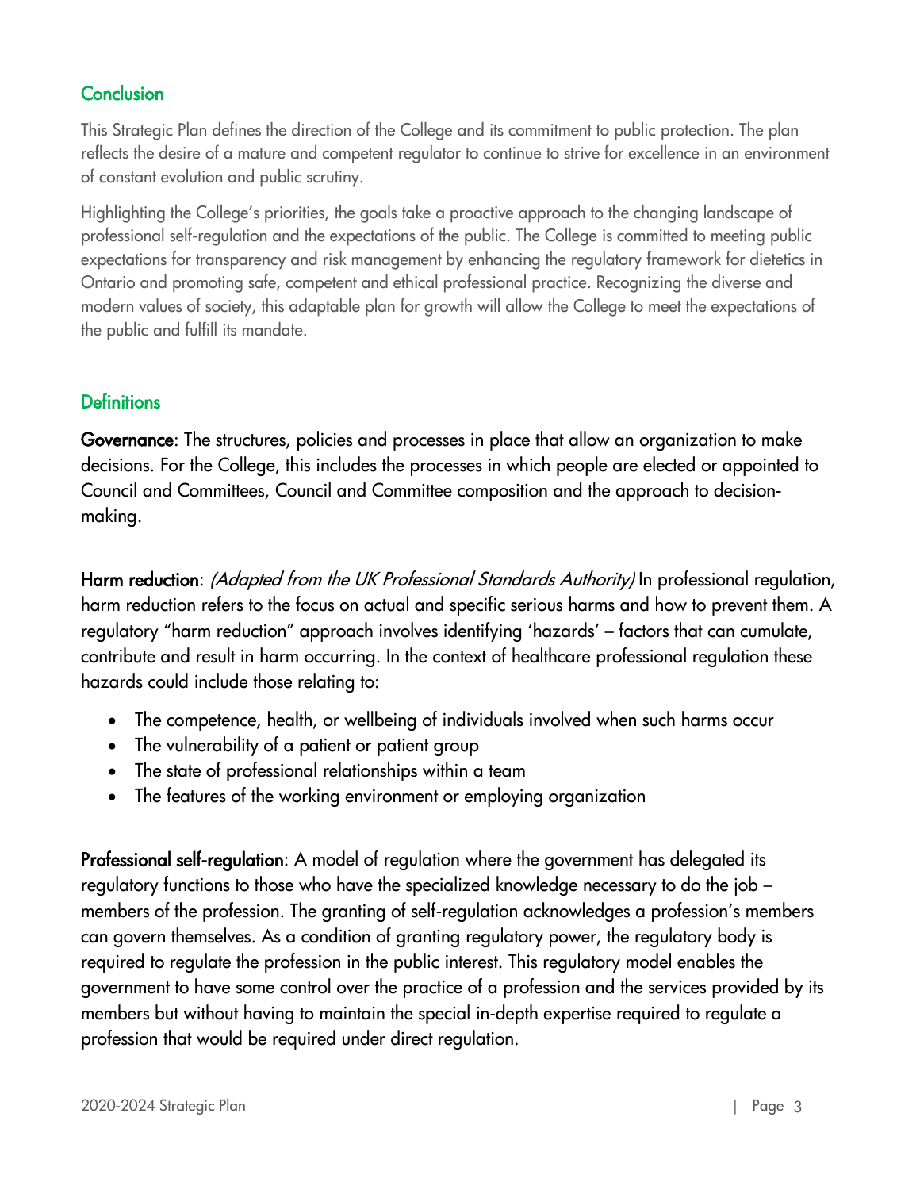## Conclusion

This Strategic Plan defines the direction of the College and its commitment to public protection. The plan reflects the desire of a mature and competent regulator to continue to strive for excellence in an environment of constant evolution and public scrutiny.

Highlighting the College's priorities, the goals take a proactive approach to the changing landscape of professional self-regulation and the expectations of the public. The College is committed to meeting public expectations for transparency and risk management by enhancing the regulatory framework for dietetics in Ontario and promoting safe, competent and ethical professional practice. Recognizing the diverse and modern values of society, this adaptable plan for growth will allow the College to meet the expectations of the public and fulfill its mandate.

## Definitions

**Governance**: The structures, policies and processes in place that allow an organization to make decisions. For the College, this includes the processes in which people are elected or appointed to Council and Committees, Council and Committee composition and the approach to decision-making.

**Harm reduction**: *(Adapted from the UK Professional Standards Authority)* In professional regulation, harm reduction refers to the focus on actual and specific serious harms and how to prevent them. A regulatory "harm reduction" approach involves identifying 'hazards' – factors that can cumulate, contribute and result in harm occurring. In the context of healthcare professional regulation these hazards could include those relating to:

- The competence, health, or wellbeing of individuals involved when such harms occur
- The vulnerability of a patient or patient group
- The state of professional relationships within a team
- The features of the working environment or employing organization

**Professional self-regulation**: A model of regulation where the government has delegated its regulatory functions to those who have the specialized knowledge necessary to do the job – members of the profession. The granting of self-regulation acknowledges a profession's members can govern themselves. As a condition of granting regulatory power, the regulatory body is required to regulate the profession in the public interest. This regulatory model enables the government to have some control over the practice of a profession and the services provided by its members but without having to maintain the special in-depth expertise required to regulate a profession that would be required under direct regulation.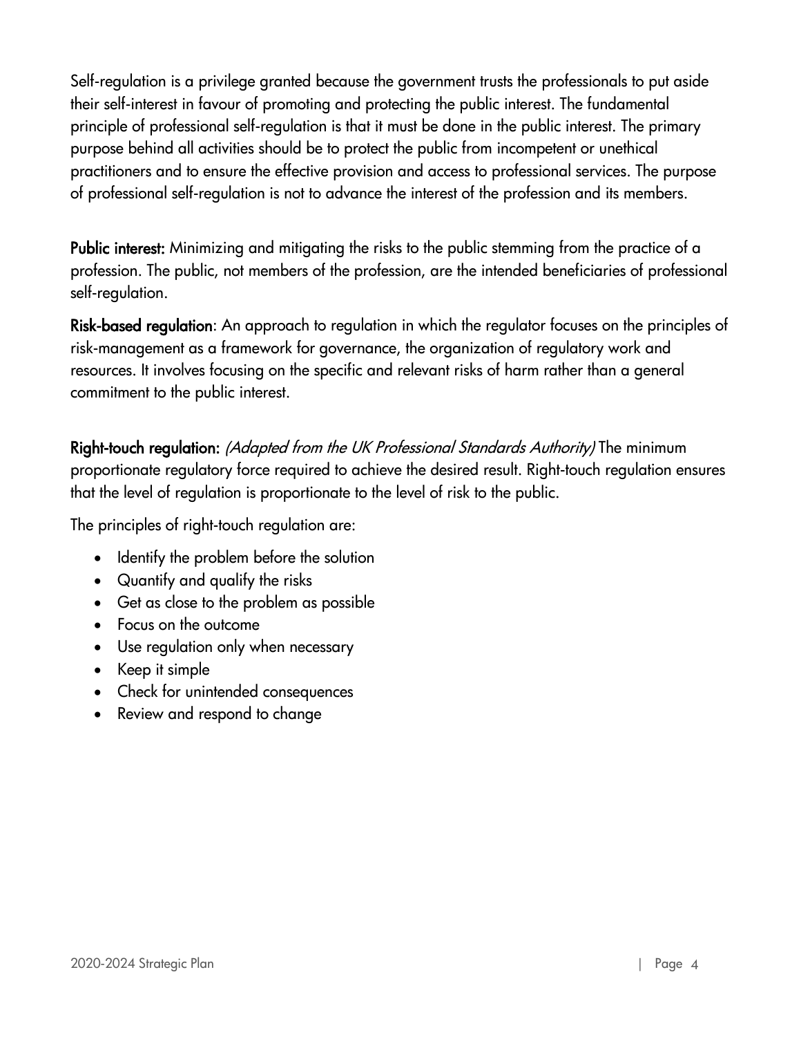Self-regulation is a privilege granted because the government trusts the professionals to put aside their self-interest in favour of promoting and protecting the public interest. The fundamental principle of professional self-regulation is that it must be done in the public interest. The primary purpose behind all activities should be to protect the public from incompetent or unethical practitioners and to ensure the effective provision and access to professional services. The purpose of professional self-regulation is not to advance the interest of the profession and its members.

**Public interest:** Minimizing and mitigating the risks to the public stemming from the practice of a profession. The public, not members of the profession, are the intended beneficiaries of professional self-regulation.

**Risk-based regulation**: An approach to regulation in which the regulator focuses on the principles of risk-management as a framework for governance, the organization of regulatory work and resources. It involves focusing on the specific and relevant risks of harm rather than a general commitment to the public interest.

**Right-touch regulation:** *(Adapted from the UK Professional Standards Authority)* The minimum proportionate regulatory force required to achieve the desired result. Right-touch regulation ensures that the level of regulation is proportionate to the level of risk to the public.

The principles of right-touch regulation are:

- Identify the problem before the solution
- Quantify and qualify the risks
- Get as close to the problem as possible
- Focus on the outcome
- Use regulation only when necessary
- Keep it simple
- Check for unintended consequences
- Review and respond to change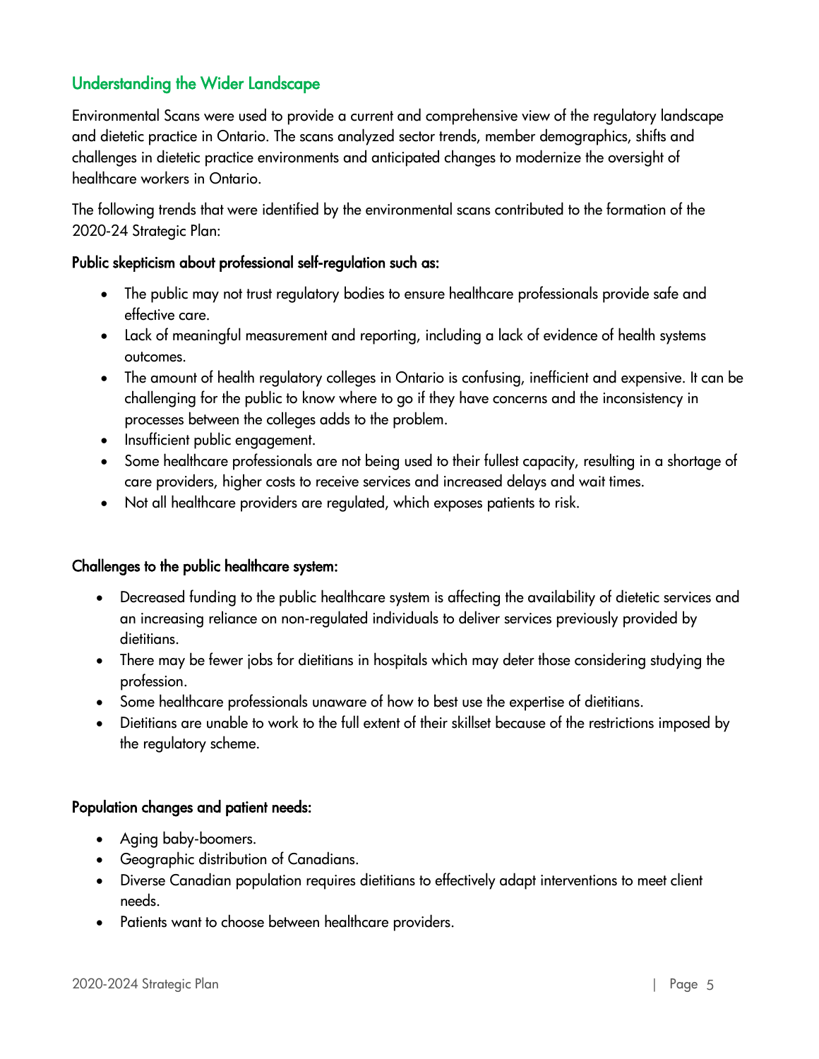## Understanding the Wider Landscape

Environmental Scans were used to provide a current and comprehensive view of the regulatory landscape and dietetic practice in Ontario. The scans analyzed sector trends, member demographics, shifts and challenges in dietetic practice environments and anticipated changes to modernize the oversight of healthcare workers in Ontario.

The following trends that were identified by the environmental scans contributed to the formation of the 2020-24 Strategic Plan:

**Public skepticism about professional self-regulation such as:**

- The public may not trust regulatory bodies to ensure healthcare professionals provide safe and effective care.
- Lack of meaningful measurement and reporting, including a lack of evidence of health systems outcomes.
- The amount of health regulatory colleges in Ontario is confusing, inefficient and expensive. It can be challenging for the public to know where to go if they have concerns and the inconsistency in processes between the colleges adds to the problem.
- Insufficient public engagement.
- Some healthcare professionals are not being used to their fullest capacity, resulting in a shortage of care providers, higher costs to receive services and increased delays and wait times.
- Not all healthcare providers are regulated, which exposes patients to risk.

**Challenges to the public healthcare system:**

- Decreased funding to the public healthcare system is affecting the availability of dietetic services and an increasing reliance on non-regulated individuals to deliver services previously provided by dietitians.
- There may be fewer jobs for dietitians in hospitals which may deter those considering studying the profession.
- Some healthcare professionals unaware of how to best use the expertise of dietitians.
- Dietitians are unable to work to the full extent of their skillset because of the restrictions imposed by the regulatory scheme.

**Population changes and patient needs:**

- Aging baby-boomers.
- Geographic distribution of Canadians.
- Diverse Canadian population requires dietitians to effectively adapt interventions to meet client needs.
- Patients want to choose between healthcare providers.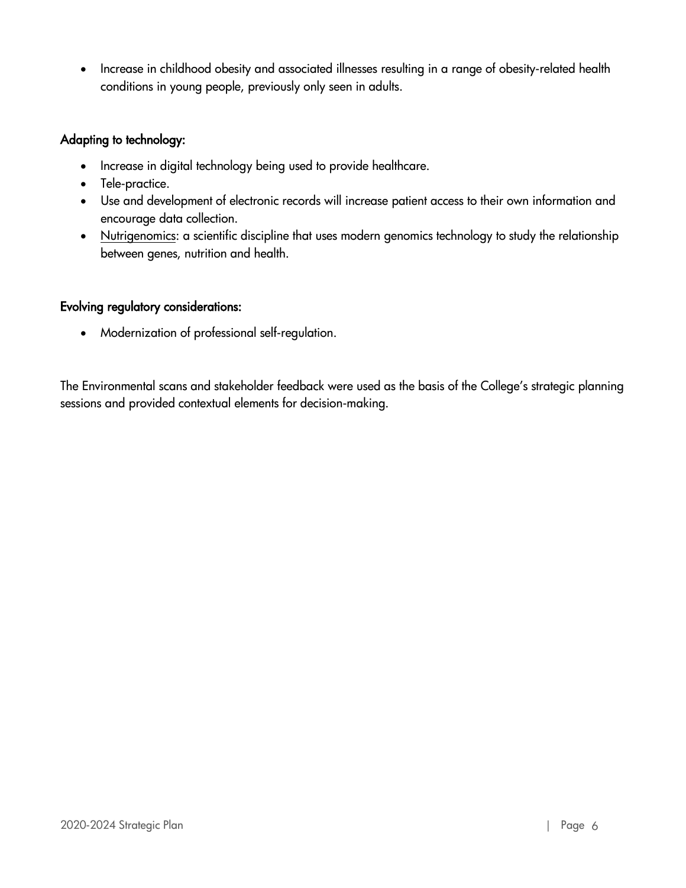- Increase in childhood obesity and associated illnesses resulting in a range of obesity-related health conditions in young people, previously only seen in adults.

### Adapting to technology:

- Increase in digital technology being used to provide healthcare.
- Tele-practice.
- Use and development of electronic records will increase patient access to their own information and encourage data collection.
- Nutrigenomics: a scientific discipline that uses modern genomics technology to study the relationship between genes, nutrition and health.

### Evolving regulatory considerations:

- Modernization of professional self-regulation.

The Environmental scans and stakeholder feedback were used as the basis of the College's strategic planning sessions and provided contextual elements for decision-making.